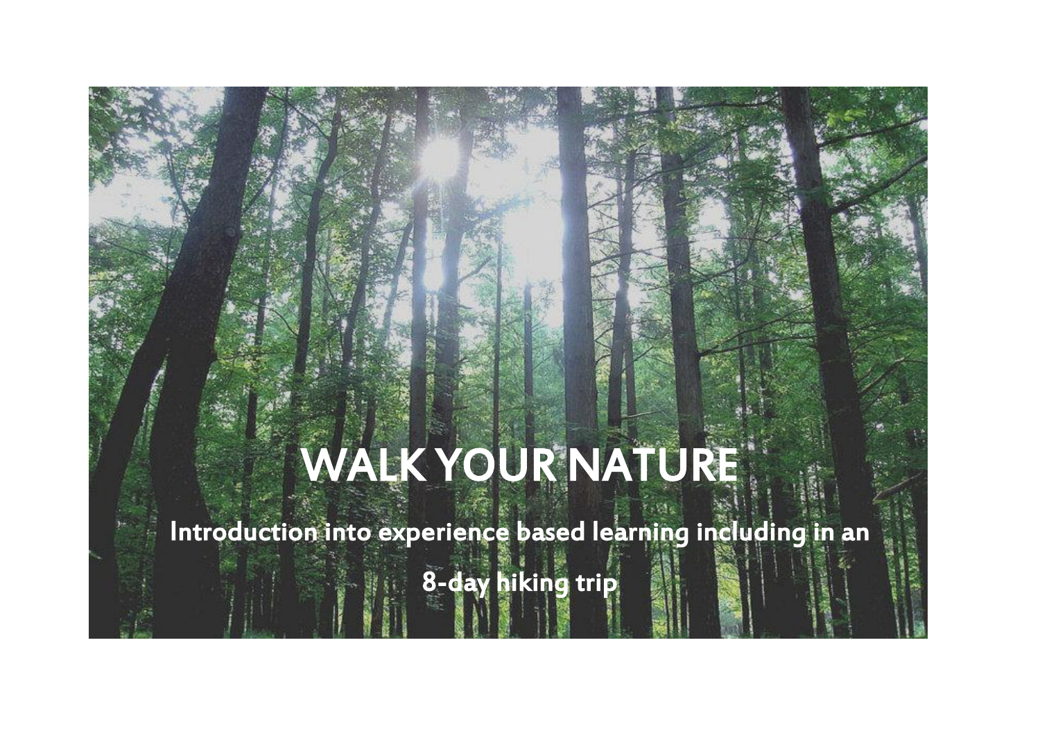# WALK YOUR NATURE

**Introduction into experience based learning including in an 8-day hiking trip**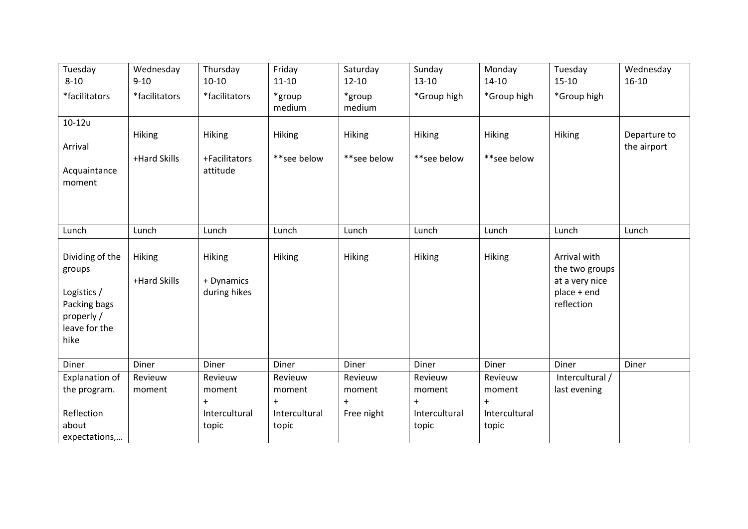| Tuesday 8-10 | Wednesday 9-10 | Thursday 10-10 | Friday 11-10 | Saturday 12-10 | Sunday 13-10 | Monday 14-10 | Tuesday 15-10 | Wednesday 16-10 |
|---|---|---|---|---|---|---|---|---|
| *facilitators | *facilitators | *facilitators | *group medium | *group medium | *Group high | *Group high | *Group high | |
| 10-12u<br><br>Arrival<br><br>Acquaintance moment | Hiking<br><br>+Hard Skills | Hiking<br><br>+Facilitators attitude | Hiking<br><br>**see below | Hiking<br><br>**see below | Hiking<br><br>**see below | Hiking<br><br>**see below | Hiking | Departure to the airport |
| Lunch | Lunch | Lunch | Lunch | Lunch | Lunch | Lunch | Lunch | Lunch |
| Dividing of the groups<br><br>Logistics / Packing bags properly / leave for the hike | Hiking<br><br>+Hard Skills | Hiking<br><br>+ Dynamics during hikes | Hiking | Hiking | Hiking | Hiking | Arrival with the two groups at a very nice place + end reflection | |
| Diner | Diner | Diner | Diner | Diner | Diner | Diner | Diner | Diner |
| Explanation of the program.<br><br>Reflection about expectations,… | Revieuw moment | Revieuw moment<br>+<br>Intercultural topic | Revieuw moment<br>+<br>Intercultural topic | Revieuw moment<br>+<br>Free night | Revieuw moment<br>+<br>Intercultural topic | Revieuw moment<br>+<br>Intercultural topic | Intercultural / last evening | |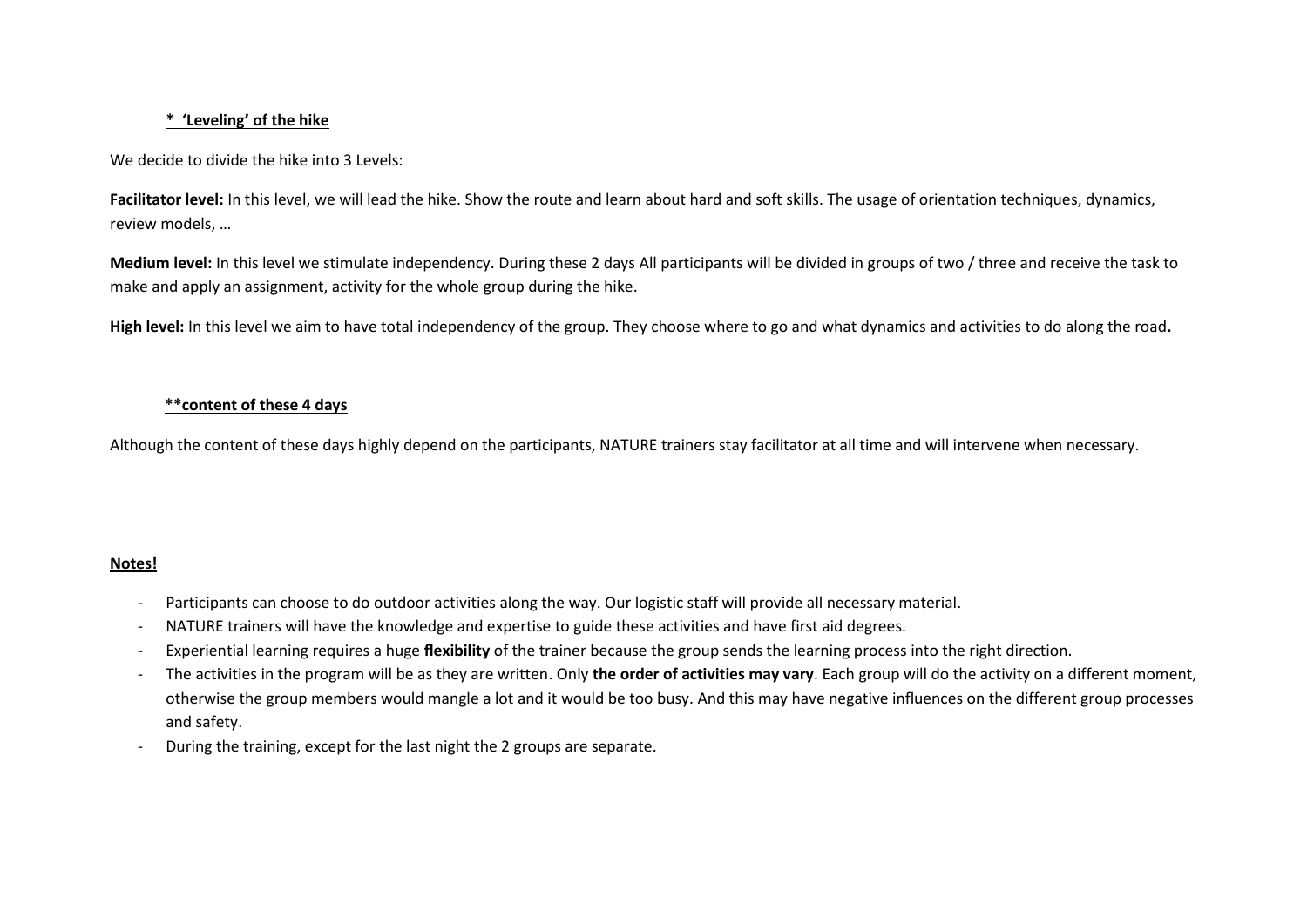### * ‘Leveling’ of the hike

We decide to divide the hike into 3 Levels:

**Facilitator level:** In this level, we will lead the hike. Show the route and learn about hard and soft skills. The usage of orientation techniques, dynamics, review models, …

**Medium level:** In this level we stimulate independency. During these 2 days All participants will be divided in groups of two / three and receive the task to make and apply an assignment, activity for the whole group during the hike.

**High level:** In this level we aim to have total independency of the group. They choose where to go and what dynamics and activities to do along the road**.**

### **content of these 4 days

Although the content of these days highly depend on the participants, NATURE trainers stay facilitator at all time and will intervene when necessary.

### Notes!

- Participants can choose to do outdoor activities along the way. Our logistic staff will provide all necessary material.
- NATURE trainers will have the knowledge and expertise to guide these activities and have first aid degrees.
- Experiential learning requires a huge **flexibility** of the trainer because the group sends the learning process into the right direction.
- The activities in the program will be as they are written. Only **the order of activities may vary**. Each group will do the activity on a different moment, otherwise the group members would mangle a lot and it would be too busy. And this may have negative influences on the different group processes and safety.
- During the training, except for the last night the 2 groups are separate.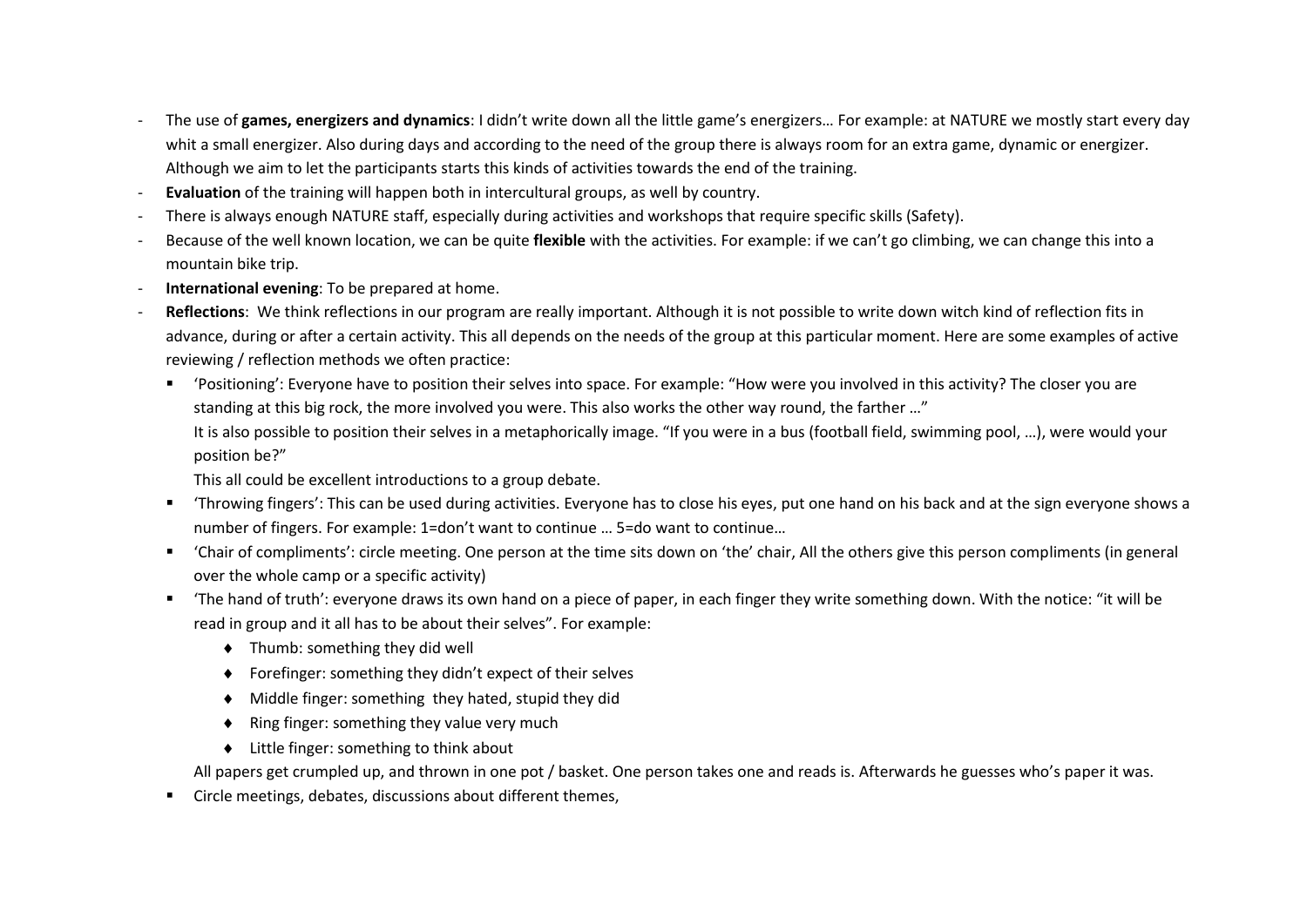- The use of **games, energizers and dynamics**: I didn't write down all the little game's energizers… For example: at NATURE we mostly start every day whit a small energizer. Also during days and according to the need of the group there is always room for an extra game, dynamic or energizer. Although we aim to let the participants starts this kinds of activities towards the end of the training.
- **Evaluation** of the training will happen both in intercultural groups, as well by country.
- There is always enough NATURE staff, especially during activities and workshops that require specific skills (Safety).
- Because of the well known location, we can be quite **flexible** with the activities. For example: if we can't go climbing, we can change this into a mountain bike trip.
- **International evening**: To be prepared at home.
- **Reflections**: We think reflections in our program are really important. Although it is not possible to write down witch kind of reflection fits in advance, during or after a certain activity. This all depends on the needs of the group at this particular moment. Here are some examples of active reviewing / reflection methods we often practice:
  - 'Positioning': Everyone have to position their selves into space. For example: "How were you involved in this activity? The closer you are standing at this big rock, the more involved you were. This also works the other way round, the farther …"
    It is also possible to position their selves in a metaphorically image. "If you were in a bus (football field, swimming pool, …), were would your position be?"
    This all could be excellent introductions to a group debate.
  - 'Throwing fingers': This can be used during activities. Everyone has to close his eyes, put one hand on his back and at the sign everyone shows a number of fingers. For example: 1=don't want to continue … 5=do want to continue…
  - 'Chair of compliments': circle meeting. One person at the time sits down on 'the' chair, All the others give this person compliments (in general over the whole camp or a specific activity)
  - 'The hand of truth': everyone draws its own hand on a piece of paper, in each finger they write something down. With the notice: "it will be read in group and it all has to be about their selves". For example:
    - Thumb: something they did well
    - Forefinger: something they didn't expect of their selves
    - Middle finger: something they hated, stupid they did
    - Ring finger: something they value very much
    - Little finger: something to think about

    All papers get crumpled up, and thrown in one pot / basket. One person takes one and reads is. Afterwards he guesses who's paper it was.
  - Circle meetings, debates, discussions about different themes,